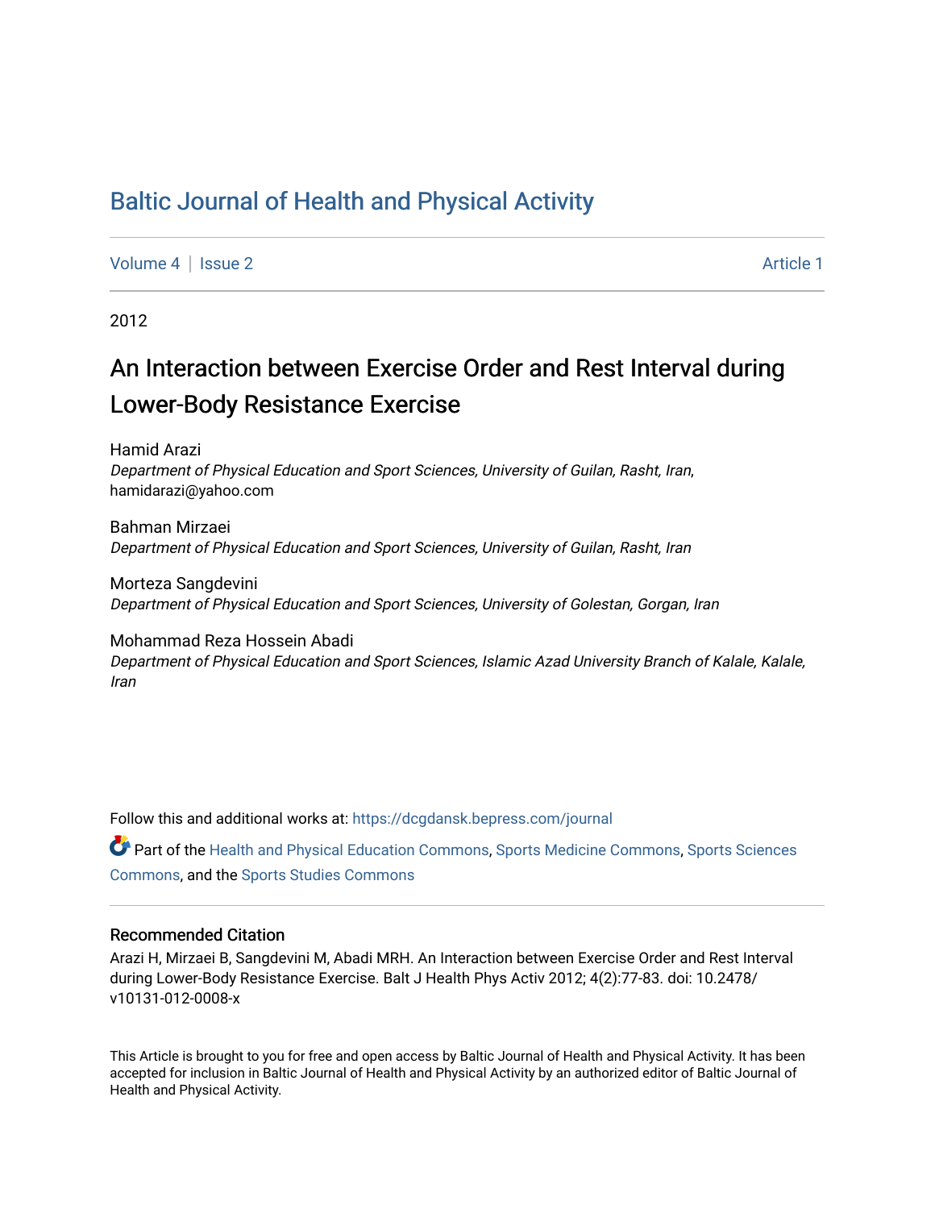# Baltic Journal of Health and Physical Activity

Volume 4 | Issue 2 Article 1

2012

## An Interaction between Exercise Order and Rest Interval during Lower-Body Resistance Exercise

Hamid Arazi
*Department of Physical Education and Sport Sciences, University of Guilan, Rasht, Iran*, hamidarazi@yahoo.com

Bahman Mirzaei
*Department of Physical Education and Sport Sciences, University of Guilan, Rasht, Iran*

Morteza Sangdevini
*Department of Physical Education and Sport Sciences, University of Golestan, Gorgan, Iran*

Mohammad Reza Hossein Abadi
*Department of Physical Education and Sport Sciences, Islamic Azad University Branch of Kalale, Kalale, Iran*

Follow this and additional works at: https://dcgdansk.bepress.com/journal

Part of the Health and Physical Education Commons, Sports Medicine Commons, Sports Sciences Commons, and the Sports Studies Commons

### Recommended Citation

Arazi H, Mirzaei B, Sangdevini M, Abadi MRH. An Interaction between Exercise Order and Rest Interval during Lower-Body Resistance Exercise. Balt J Health Phys Activ 2012; 4(2):77-83. doi: 10.2478/v10131-012-0008-x

This Article is brought to you for free and open access by Baltic Journal of Health and Physical Activity. It has been accepted for inclusion in Baltic Journal of Health and Physical Activity by an authorized editor of Baltic Journal of Health and Physical Activity.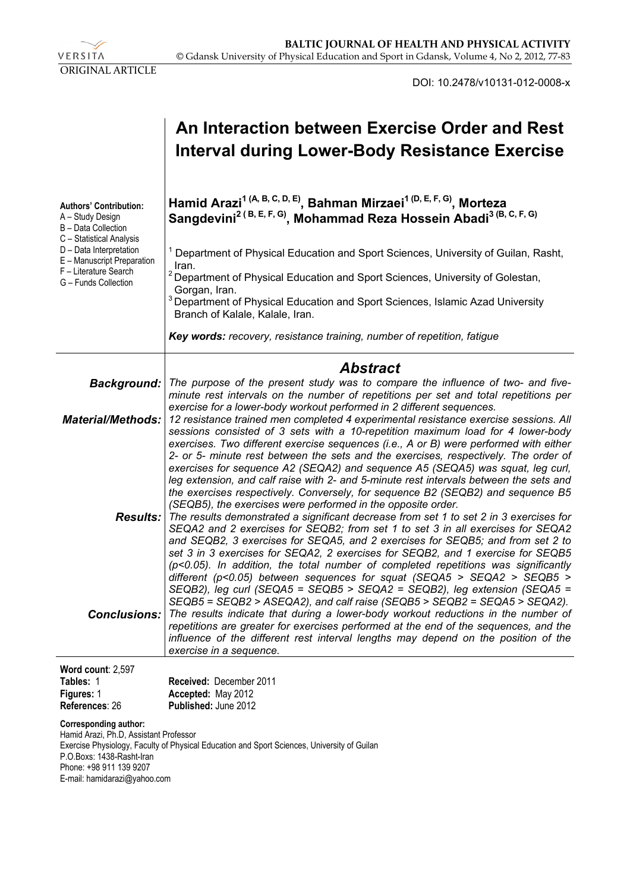ORIGINAL ARTICLE

DOI: 10.2478/v10131-012-0008-x

# An Interaction between Exercise Order and Rest Interval during Lower-Body Resistance Exercise

**Hamid Arazi[1 (A, B, C, D, E)], Bahman Mirzaei[1 (D, E, F, G)], Morteza Sangdevini[2 (B, E, F, G)], Mohammad Reza Hossein Abadi[3 (B, C, F, G)]**

[1] Department of Physical Education and Sport Sciences, University of Guilan, Rasht, Iran.
[2] Department of Physical Education and Sport Sciences, University of Golestan, Gorgan, Iran.
[3] Department of Physical Education and Sport Sciences, Islamic Azad University Branch of Kalale, Kalale, Iran.

**Authors' Contribution:**
A – Study Design
B – Data Collection
C – Statistical Analysis
D – Data Interpretation
E – Manuscript Preparation
F – Literature Search
G – Funds Collection

***Key words:*** *recovery, resistance training, number of repetition, fatigue*

## *Abstract*

***Background:*** *The purpose of the present study was to compare the influence of two- and five-minute rest intervals on the number of repetitions per set and total repetitions per exercise for a lower-body workout performed in 2 different sequences.*

***Material/Methods:*** *12 resistance trained men completed 4 experimental resistance exercise sessions. All sessions consisted of 3 sets with a 10-repetition maximum load for 4 lower-body exercises. Two different exercise sequences (i.e., A or B) were performed with either 2- or 5- minute rest between the sets and the exercises, respectively. The order of exercises for sequence A2 (SEQA2) and sequence A5 (SEQA5) was squat, leg curl, leg extension, and calf raise with 2- and 5-minute rest intervals between the sets and the exercises respectively. Conversely, for sequence B2 (SEQB2) and sequence B5 (SEQB5), the exercises were performed in the opposite order.*

***Results:*** *The results demonstrated a significant decrease from set 1 to set 2 in 3 exercises for SEQA2 and 2 exercises for SEQB2; from set 1 to set 3 in all exercises for SEQA2 and SEQB2, 3 exercises for SEQA5, and 2 exercises for SEQB5; and from set 2 to set 3 in 3 exercises for SEQA2, 2 exercises for SEQB2, and 1 exercise for SEQB5 ($p<0.05$). In addition, the total number of completed repetitions was significantly different ($p<0.05$) between sequences for squat (SEQA5 > SEQA2 > SEQB5 > SEQB2), leg curl (SEQA5 = SEQB5 > SEQA2 = SEQB2), leg extension (SEQA5 = SEQB5 = SEQB2 > ASEQA2), and calf raise (SEQB5 > SEQB2 = SEQA5 > SEQA2).*

***Conclusions:*** *The results indicate that during a lower-body workout reductions in the number of repetitions are greater for exercises performed at the end of the sequences, and the influence of the different rest interval lengths may depend on the position of the exercise in a sequence.*

**Word count**: 2,597
**Tables:** 1
**Figures:** 1
**References**: 26

**Received:** December 2011
**Accepted:** May 2012
**Published:** June 2012

**Corresponding author:**
Hamid Arazi, Ph.D, Assistant Professor
Exercise Physiology, Faculty of Physical Education and Sport Sciences, University of Guilan
P.O.Boxs: 1438-Rasht-Iran
Phone: +98 911 139 9207
E-mail: hamidarazi@yahoo.com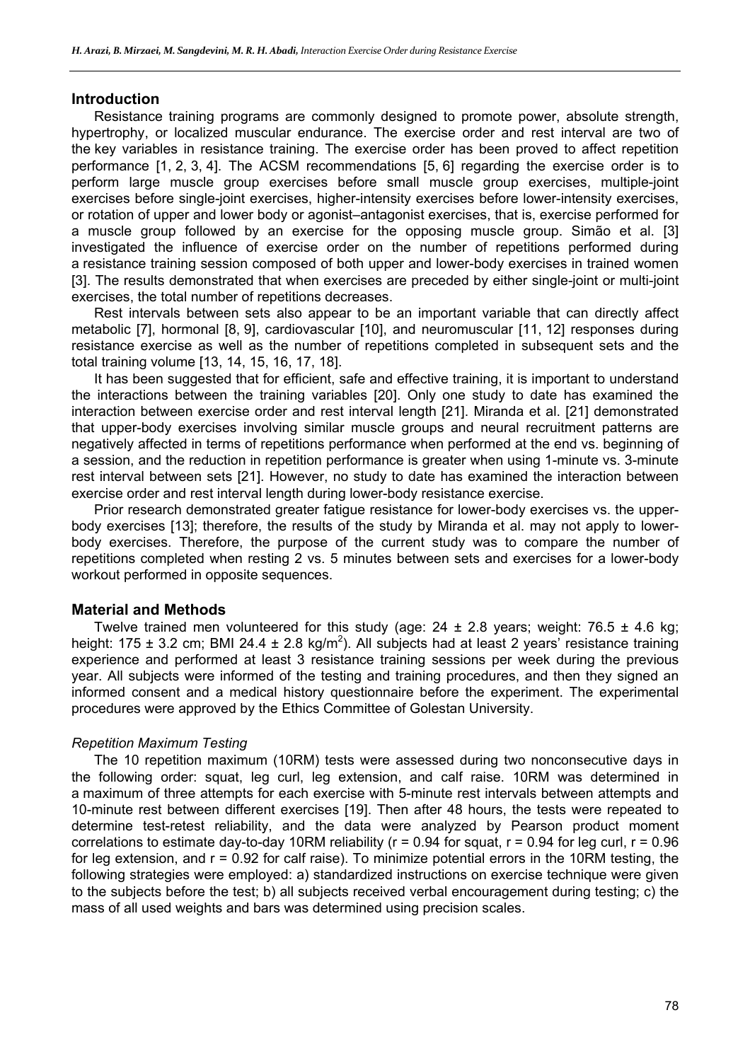## Introduction

Resistance training programs are commonly designed to promote power, absolute strength, hypertrophy, or localized muscular endurance. The exercise order and rest interval are two of the key variables in resistance training. The exercise order has been proved to affect repetition performance [1, 2, 3, 4]. The ACSM recommendations [5, 6] regarding the exercise order is to perform large muscle group exercises before small muscle group exercises, multiple-joint exercises before single-joint exercises, higher-intensity exercises before lower-intensity exercises, or rotation of upper and lower body or agonist–antagonist exercises, that is, exercise performed for a muscle group followed by an exercise for the opposing muscle group. Simão et al. [3] investigated the influence of exercise order on the number of repetitions performed during a resistance training session composed of both upper and lower-body exercises in trained women [3]. The results demonstrated that when exercises are preceded by either single-joint or multi-joint exercises, the total number of repetitions decreases.

Rest intervals between sets also appear to be an important variable that can directly affect metabolic [7], hormonal [8, 9], cardiovascular [10], and neuromuscular [11, 12] responses during resistance exercise as well as the number of repetitions completed in subsequent sets and the total training volume [13, 14, 15, 16, 17, 18].

It has been suggested that for efficient, safe and effective training, it is important to understand the interactions between the training variables [20]. Only one study to date has examined the interaction between exercise order and rest interval length [21]. Miranda et al. [21] demonstrated that upper-body exercises involving similar muscle groups and neural recruitment patterns are negatively affected in terms of repetitions performance when performed at the end vs. beginning of a session, and the reduction in repetition performance is greater when using 1-minute vs. 3-minute rest interval between sets [21]. However, no study to date has examined the interaction between exercise order and rest interval length during lower-body resistance exercise.

Prior research demonstrated greater fatigue resistance for lower-body exercises vs. the upper-body exercises [13]; therefore, the results of the study by Miranda et al. may not apply to lower-body exercises. Therefore, the purpose of the current study was to compare the number of repetitions completed when resting 2 vs. 5 minutes between sets and exercises for a lower-body workout performed in opposite sequences.

## Material and Methods

Twelve trained men volunteered for this study (age: 24 ± 2.8 years; weight: 76.5 ± 4.6 kg; height: 175 ± 3.2 cm; BMI 24.4 ± 2.8 kg/m$^2$). All subjects had at least 2 years' resistance training experience and performed at least 3 resistance training sessions per week during the previous year. All subjects were informed of the testing and training procedures, and then they signed an informed consent and a medical history questionnaire before the experiment. The experimental procedures were approved by the Ethics Committee of Golestan University.

### *Repetition Maximum Testing*

The 10 repetition maximum (10RM) tests were assessed during two nonconsecutive days in the following order: squat, leg curl, leg extension, and calf raise. 10RM was determined in a maximum of three attempts for each exercise with 5-minute rest intervals between attempts and 10-minute rest between different exercises [19]. Then after 48 hours, the tests were repeated to determine test-retest reliability, and the data were analyzed by Pearson product moment correlations to estimate day-to-day 10RM reliability ($r = 0.94$ for squat, $r = 0.94$ for leg curl, $r = 0.96$ for leg extension, and $r = 0.92$ for calf raise). To minimize potential errors in the 10RM testing, the following strategies were employed: a) standardized instructions on exercise technique were given to the subjects before the test; b) all subjects received verbal encouragement during testing; c) the mass of all used weights and bars was determined using precision scales.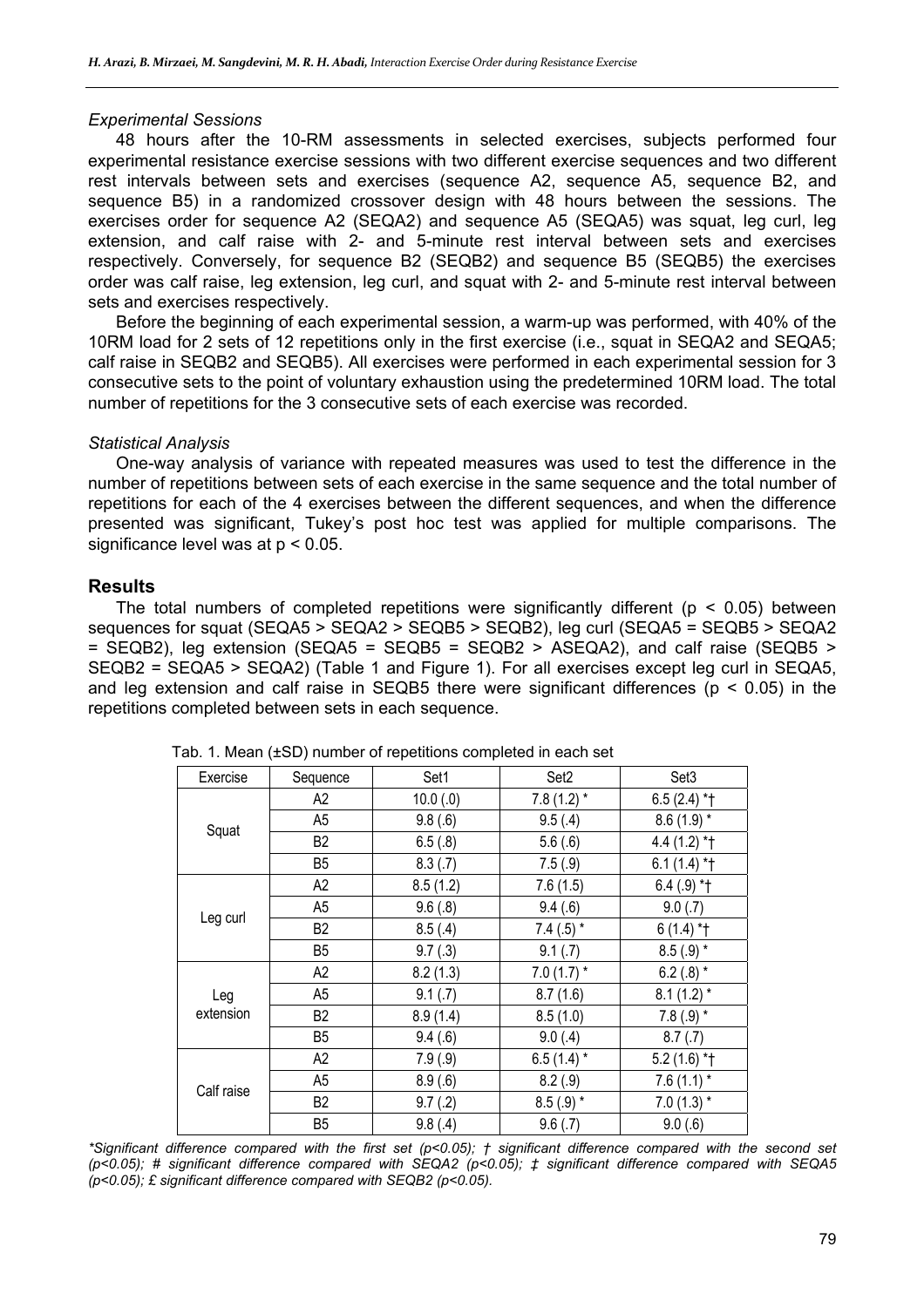### *Experimental Sessions*

48 hours after the 10-RM assessments in selected exercises, subjects performed four experimental resistance exercise sessions with two different exercise sequences and two different rest intervals between sets and exercises (sequence A2, sequence A5, sequence B2, and sequence B5) in a randomized crossover design with 48 hours between the sessions. The exercises order for sequence A2 (SEQA2) and sequence A5 (SEQA5) was squat, leg curl, leg extension, and calf raise with 2- and 5-minute rest interval between sets and exercises respectively. Conversely, for sequence B2 (SEQB2) and sequence B5 (SEQB5) the exercises order was calf raise, leg extension, leg curl, and squat with 2- and 5-minute rest interval between sets and exercises respectively.

Before the beginning of each experimental session, a warm-up was performed, with 40% of the 10RM load for 2 sets of 12 repetitions only in the first exercise (i.e., squat in SEQA2 and SEQA5; calf raise in SEQB2 and SEQB5). All exercises were performed in each experimental session for 3 consecutive sets to the point of voluntary exhaustion using the predetermined 10RM load. The total number of repetitions for the 3 consecutive sets of each exercise was recorded.

### *Statistical Analysis*

One-way analysis of variance with repeated measures was used to test the difference in the number of repetitions between sets of each exercise in the same sequence and the total number of repetitions for each of the 4 exercises between the different sequences, and when the difference presented was significant, Tukey's post hoc test was applied for multiple comparisons. The significance level was at $p < 0.05$.

## Results

The total numbers of completed repetitions were significantly different ($p < 0.05$) between sequences for squat (SEQA5 > SEQA2 > SEQB5 > SEQB2), leg curl (SEQA5 = SEQB5 > SEQA2 = SEQB2), leg extension (SEQA5 = SEQB5 = SEQB2 > ASEQA2), and calf raise (SEQB5 > SEQB2 = SEQA5 > SEQA2) (Table 1 and Figure 1). For all exercises except leg curl in SEQA5, and leg extension and calf raise in SEQB5 there were significant differences ($p < 0.05$) in the repetitions completed between sets in each sequence.

Tab. 1. Mean (±SD) number of repetitions completed in each set

| Exercise | Sequence | Set1 | Set2 | Set3 |
|---|---|---|---|---|
| Squat | A2 | 10.0 (.0) | 7.8 (1.2) * | 6.5 (2.4) *† |
| | A5 | 9.8 (.6) | 9.5 (.4) | 8.6 (1.9) * |
| | B2 | 6.5 (.8) | 5.6 (.6) | 4.4 (1.2) *† |
| | B5 | 8.3 (.7) | 7.5 (.9) | 6.1 (1.4) *† |
| Leg curl | A2 | 8.5 (1.2) | 7.6 (1.5) | 6.4 (.9) *† |
| | A5 | 9.6 (.8) | 9.4 (.6) | 9.0 (.7) |
| | B2 | 8.5 (.4) | 7.4 (.5) * | 6 (1.4) *† |
| | B5 | 9.7 (.3) | 9.1 (.7) | 8.5 (.9) * |
| Leg extension | A2 | 8.2 (1.3) | 7.0 (1.7) * | 6.2 (.8) * |
| | A5 | 9.1 (.7) | 8.7 (1.6) | 8.1 (1.2) * |
| | B2 | 8.9 (1.4) | 8.5 (1.0) | 7.8 (.9) * |
| | B5 | 9.4 (.6) | 9.0 (.4) | 8.7 (.7) |
| Calf raise | A2 | 7.9 (.9) | 6.5 (1.4) * | 5.2 (1.6) *† |
| | A5 | 8.9 (.6) | 8.2 (.9) | 7.6 (1.1) * |
| | B2 | 9.7 (.2) | 8.5 (.9) * | 7.0 (1.3) * |
| | B5 | 9.8 (.4) | 9.6 (.7) | 9.0 (.6) |

*\*Significant difference compared with the first set ($p<0.05$); † significant difference compared with the second set ($p<0.05$); # significant difference compared with SEQA2 ($p<0.05$); ‡ significant difference compared with SEQA5 ($p<0.05$); £ significant difference compared with SEQB2 ($p<0.05$).*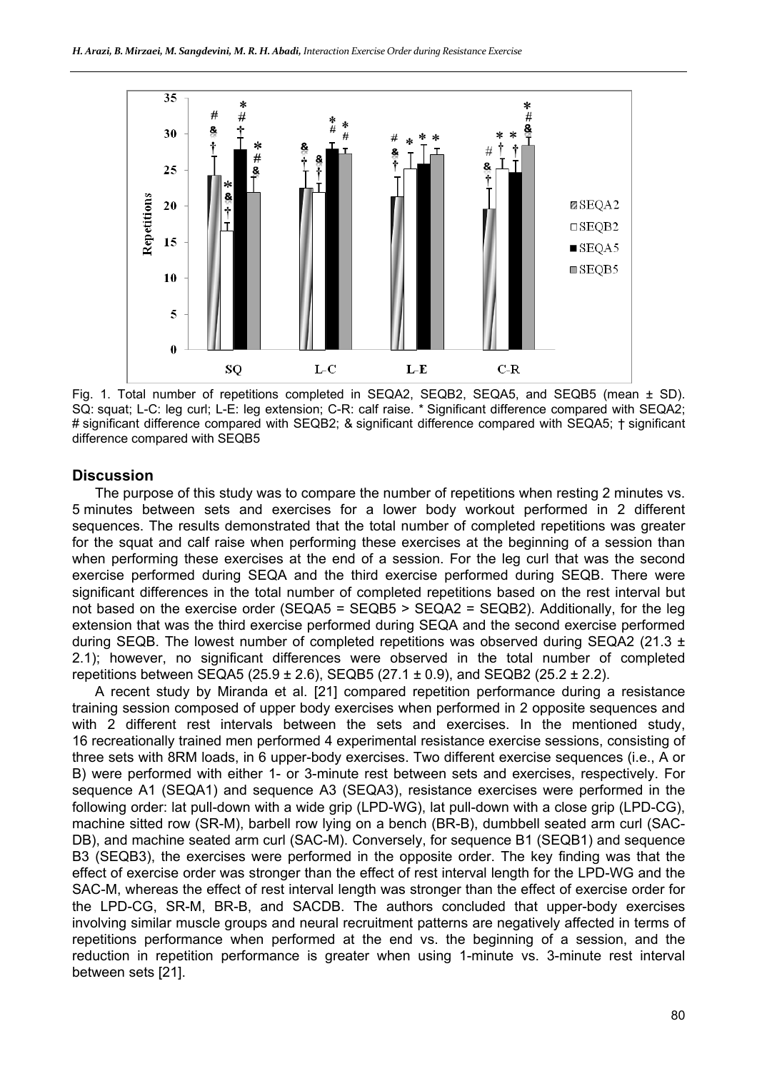Fig. 1. Total number of repetitions completed in SEQA2, SEQB2, SEQA5, and SEQB5 (mean ± SD). SQ: squat; L-C: leg curl; L-E: leg extension; C-R: calf raise. * Significant difference compared with SEQA2; # significant difference compared with SEQB2; & significant difference compared with SEQA5; † significant difference compared with SEQB5

## Discussion

The purpose of this study was to compare the number of repetitions when resting 2 minutes vs. 5 minutes between sets and exercises for a lower body workout performed in 2 different sequences. The results demonstrated that the total number of completed repetitions was greater for the squat and calf raise when performing these exercises at the beginning of a session than when performing these exercises at the end of a session. For the leg curl that was the second exercise performed during SEQA and the third exercise performed during SEQB. There were significant differences in the total number of completed repetitions based on the rest interval but not based on the exercise order (SEQA5 = SEQB5 > SEQA2 = SEQB2). Additionally, for the leg extension that was the third exercise performed during SEQA and the second exercise performed during SEQB. The lowest number of completed repetitions was observed during SEQA2 (21.3 ± 2.1); however, no significant differences were observed in the total number of completed repetitions between SEQA5 (25.9 ± 2.6), SEQB5 (27.1 ± 0.9), and SEQB2 (25.2 ± 2.2).

A recent study by Miranda et al. [21] compared repetition performance during a resistance training session composed of upper body exercises when performed in 2 opposite sequences and with 2 different rest intervals between the sets and exercises. In the mentioned study, 16 recreationally trained men performed 4 experimental resistance exercise sessions, consisting of three sets with 8RM loads, in 6 upper-body exercises. Two different exercise sequences (i.e., A or B) were performed with either 1- or 3-minute rest between sets and exercises, respectively. For sequence A1 (SEQA1) and sequence A3 (SEQA3), resistance exercises were performed in the following order: lat pull-down with a wide grip (LPD-WG), lat pull-down with a close grip (LPD-CG), machine sitted row (SR-M), barbell row lying on a bench (BR-B), dumbbell seated arm curl (SAC-DB), and machine seated arm curl (SAC-M). Conversely, for sequence B1 (SEQB1) and sequence B3 (SEQB3), the exercises were performed in the opposite order. The key finding was that the effect of exercise order was stronger than the effect of rest interval length for the LPD-WG and the SAC-M, whereas the effect of rest interval length was stronger than the effect of exercise order for the LPD-CG, SR-M, BR-B, and SACDB. The authors concluded that upper-body exercises involving similar muscle groups and neural recruitment patterns are negatively affected in terms of repetitions performance when performed at the end vs. the beginning of a session, and the reduction in repetition performance is greater when using 1-minute vs. 3-minute rest interval between sets [21].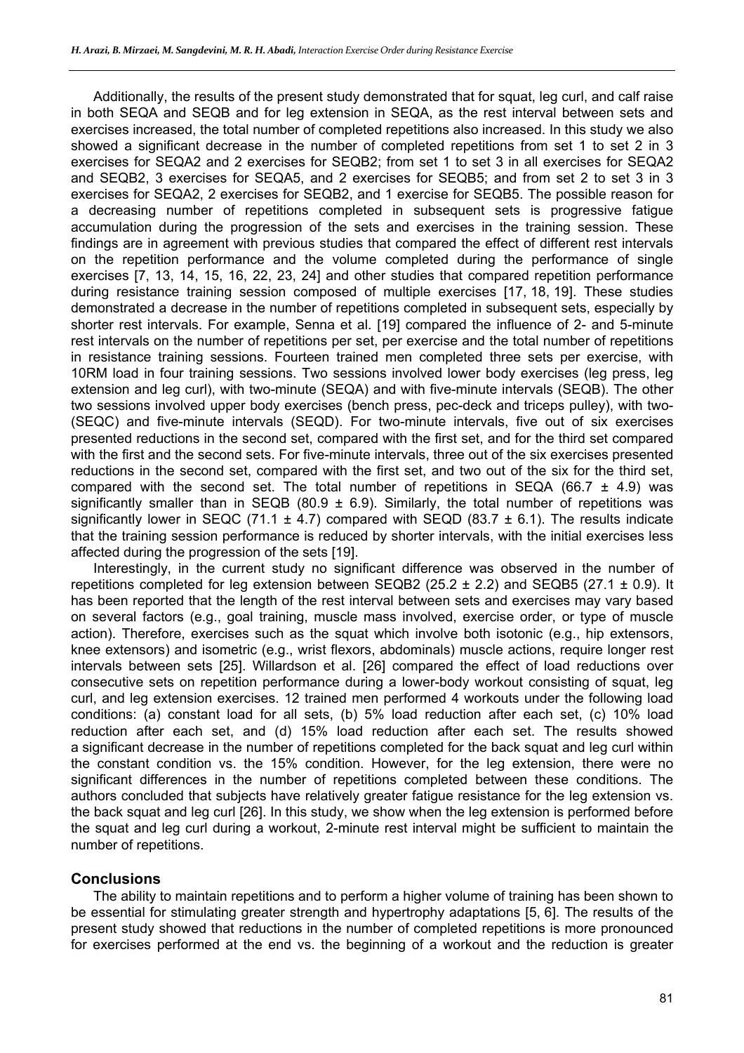Additionally, the results of the present study demonstrated that for squat, leg curl, and calf raise in both SEQA and SEQB and for leg extension in SEQA, as the rest interval between sets and exercises increased, the total number of completed repetitions also increased. In this study we also showed a significant decrease in the number of completed repetitions from set 1 to set 2 in 3 exercises for SEQA2 and 2 exercises for SEQB2; from set 1 to set 3 in all exercises for SEQA2 and SEQB2, 3 exercises for SEQA5, and 2 exercises for SEQB5; and from set 2 to set 3 in 3 exercises for SEQA2, 2 exercises for SEQB2, and 1 exercise for SEQB5. The possible reason for a decreasing number of repetitions completed in subsequent sets is progressive fatigue accumulation during the progression of the sets and exercises in the training session. These findings are in agreement with previous studies that compared the effect of different rest intervals on the repetition performance and the volume completed during the performance of single exercises [7, 13, 14, 15, 16, 22, 23, 24] and other studies that compared repetition performance during resistance training session composed of multiple exercises [17, 18, 19]. These studies demonstrated a decrease in the number of repetitions completed in subsequent sets, especially by shorter rest intervals. For example, Senna et al. [19] compared the influence of 2- and 5-minute rest intervals on the number of repetitions per set, per exercise and the total number of repetitions in resistance training sessions. Fourteen trained men completed three sets per exercise, with 10RM load in four training sessions. Two sessions involved lower body exercises (leg press, leg extension and leg curl), with two-minute (SEQA) and with five-minute intervals (SEQB). The other two sessions involved upper body exercises (bench press, pec-deck and triceps pulley), with two- (SEQC) and five-minute intervals (SEQD). For two-minute intervals, five out of six exercises presented reductions in the second set, compared with the first set, and for the third set compared with the first and the second sets. For five-minute intervals, three out of the six exercises presented reductions in the second set, compared with the first set, and two out of the six for the third set, compared with the second set. The total number of repetitions in SEQA (66.7 ± 4.9) was significantly smaller than in SEQB (80.9 ± 6.9). Similarly, the total number of repetitions was significantly lower in SEQC (71.1 ± 4.7) compared with SEQD (83.7 ± 6.1). The results indicate that the training session performance is reduced by shorter intervals, with the initial exercises less affected during the progression of the sets [19].

Interestingly, in the current study no significant difference was observed in the number of repetitions completed for leg extension between SEQB2 (25.2 ± 2.2) and SEQB5 (27.1 ± 0.9). It has been reported that the length of the rest interval between sets and exercises may vary based on several factors (e.g., goal training, muscle mass involved, exercise order, or type of muscle action). Therefore, exercises such as the squat which involve both isotonic (e.g., hip extensors, knee extensors) and isometric (e.g., wrist flexors, abdominals) muscle actions, require longer rest intervals between sets [25]. Willardson et al. [26] compared the effect of load reductions over consecutive sets on repetition performance during a lower-body workout consisting of squat, leg curl, and leg extension exercises. 12 trained men performed 4 workouts under the following load conditions: (a) constant load for all sets, (b) 5% load reduction after each set, (c) 10% load reduction after each set, and (d) 15% load reduction after each set. The results showed a significant decrease in the number of repetitions completed for the back squat and leg curl within the constant condition vs. the 15% condition. However, for the leg extension, there were no significant differences in the number of repetitions completed between these conditions. The authors concluded that subjects have relatively greater fatigue resistance for the leg extension vs. the back squat and leg curl [26]. In this study, we show when the leg extension is performed before the squat and leg curl during a workout, 2-minute rest interval might be sufficient to maintain the number of repetitions.

## Conclusions

The ability to maintain repetitions and to perform a higher volume of training has been shown to be essential for stimulating greater strength and hypertrophy adaptations [5, 6]. The results of the present study showed that reductions in the number of completed repetitions is more pronounced for exercises performed at the end vs. the beginning of a workout and the reduction is greater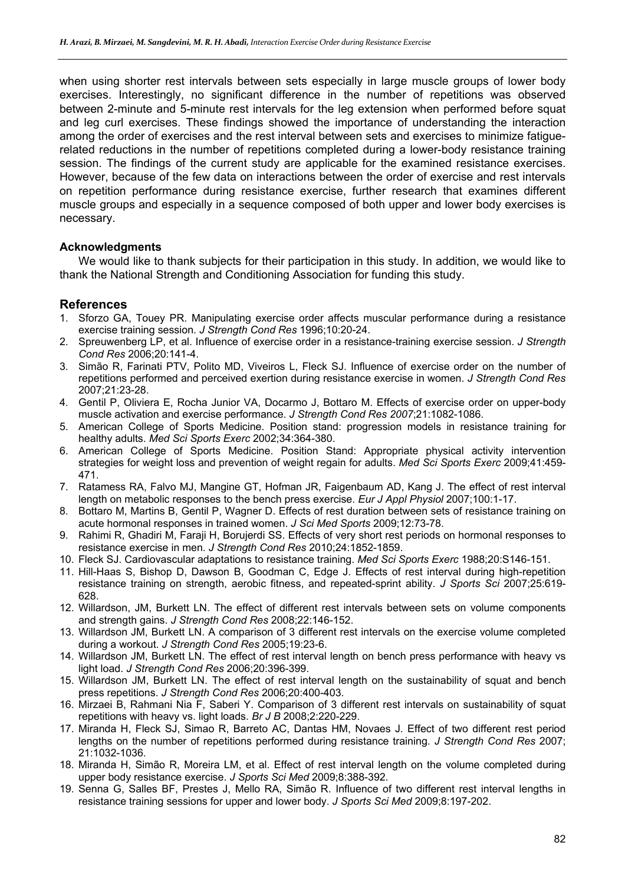when using shorter rest intervals between sets especially in large muscle groups of lower body exercises. Interestingly, no significant difference in the number of repetitions was observed between 2-minute and 5-minute rest intervals for the leg extension when performed before squat and leg curl exercises. These findings showed the importance of understanding the interaction among the order of exercises and the rest interval between sets and exercises to minimize fatigue-related reductions in the number of repetitions completed during a lower-body resistance training session. The findings of the current study are applicable for the examined resistance exercises. However, because of the few data on interactions between the order of exercise and rest intervals on repetition performance during resistance exercise, further research that examines different muscle groups and especially in a sequence composed of both upper and lower body exercises is necessary.

### Acknowledgments

We would like to thank subjects for their participation in this study. In addition, we would like to thank the National Strength and Conditioning Association for funding this study.

## References

1. Sforzo GA, Touey PR. Manipulating exercise order affects muscular performance during a resistance exercise training session. *J Strength Cond Res* 1996;10:20-24.
2. Spreuwenberg LP, et al. Influence of exercise order in a resistance-training exercise session. *J Strength Cond Res* 2006;20:141-4.
3. Simão R, Farinati PTV, Polito MD, Viveiros L, Fleck SJ. Influence of exercise order on the number of repetitions performed and perceived exertion during resistance exercise in women. *J Strength Cond Res* 2007;21:23-28.
4. Gentil P, Oliviera E, Rocha Junior VA, Docarmo J, Bottaro M. Effects of exercise order on upper-body muscle activation and exercise performance. *J Strength Cond Res 2007*;21:1082-1086.
5. American College of Sports Medicine. Position stand: progression models in resistance training for healthy adults. *Med Sci Sports Exerc* 2002;34:364-380.
6. American College of Sports Medicine. Position Stand: Appropriate physical activity intervention strategies for weight loss and prevention of weight regain for adults. *Med Sci Sports Exerc* 2009;41:459-471.
7. Ratamess RA, Falvo MJ, Mangine GT, Hofman JR, Faigenbaum AD, Kang J. The effect of rest interval length on metabolic responses to the bench press exercise. *Eur J Appl Physiol* 2007;100:1-17.
8. Bottaro M, Martins B, Gentil P, Wagner D. Effects of rest duration between sets of resistance training on acute hormonal responses in trained women. *J Sci Med Sports* 2009;12:73-78.
9. Rahimi R, Ghadiri M, Faraji H, Borujerdi SS. Effects of very short rest periods on hormonal responses to resistance exercise in men. *J Strength Cond Res* 2010;24:1852-1859.
10. Fleck SJ. Cardiovascular adaptations to resistance training. *Med Sci Sports Exerc* 1988;20:S146-151.
11. Hill-Haas S, Bishop D, Dawson B, Goodman C, Edge J. Effects of rest interval during high-repetition resistance training on strength, aerobic fitness, and repeated-sprint ability. *J Sports Sci* 2007;25:619-628.
12. Willardson, JM, Burkett LN. The effect of different rest intervals between sets on volume components and strength gains. *J Strength Cond Res* 2008;22:146-152.
13. Willardson JM, Burkett LN. A comparison of 3 different rest intervals on the exercise volume completed during a workout. *J Strength Cond Res* 2005;19:23-6.
14. Willardson JM, Burkett LN. The effect of rest interval length on bench press performance with heavy vs light load. *J Strength Cond Res* 2006;20:396-399.
15. Willardson JM, Burkett LN. The effect of rest interval length on the sustainability of squat and bench press repetitions. *J Strength Cond Res* 2006;20:400-403.
16. Mirzaei B, Rahmani Nia F, Saberi Y. Comparison of 3 different rest intervals on sustainability of squat repetitions with heavy vs. light loads. *Br J B* 2008;2:220-229.
17. Miranda H, Fleck SJ, Simao R, Barreto AC, Dantas HM, Novaes J. Effect of two different rest period lengths on the number of repetitions performed during resistance training. *J Strength Cond Res* 2007; 21:1032-1036.
18. Miranda H, Simão R, Moreira LM, et al. Effect of rest interval length on the volume completed during upper body resistance exercise. *J Sports Sci Med* 2009;8:388-392.
19. Senna G, Salles BF, Prestes J, Mello RA, Simão R. Influence of two different rest interval lengths in resistance training sessions for upper and lower body. *J Sports Sci Med* 2009;8:197-202.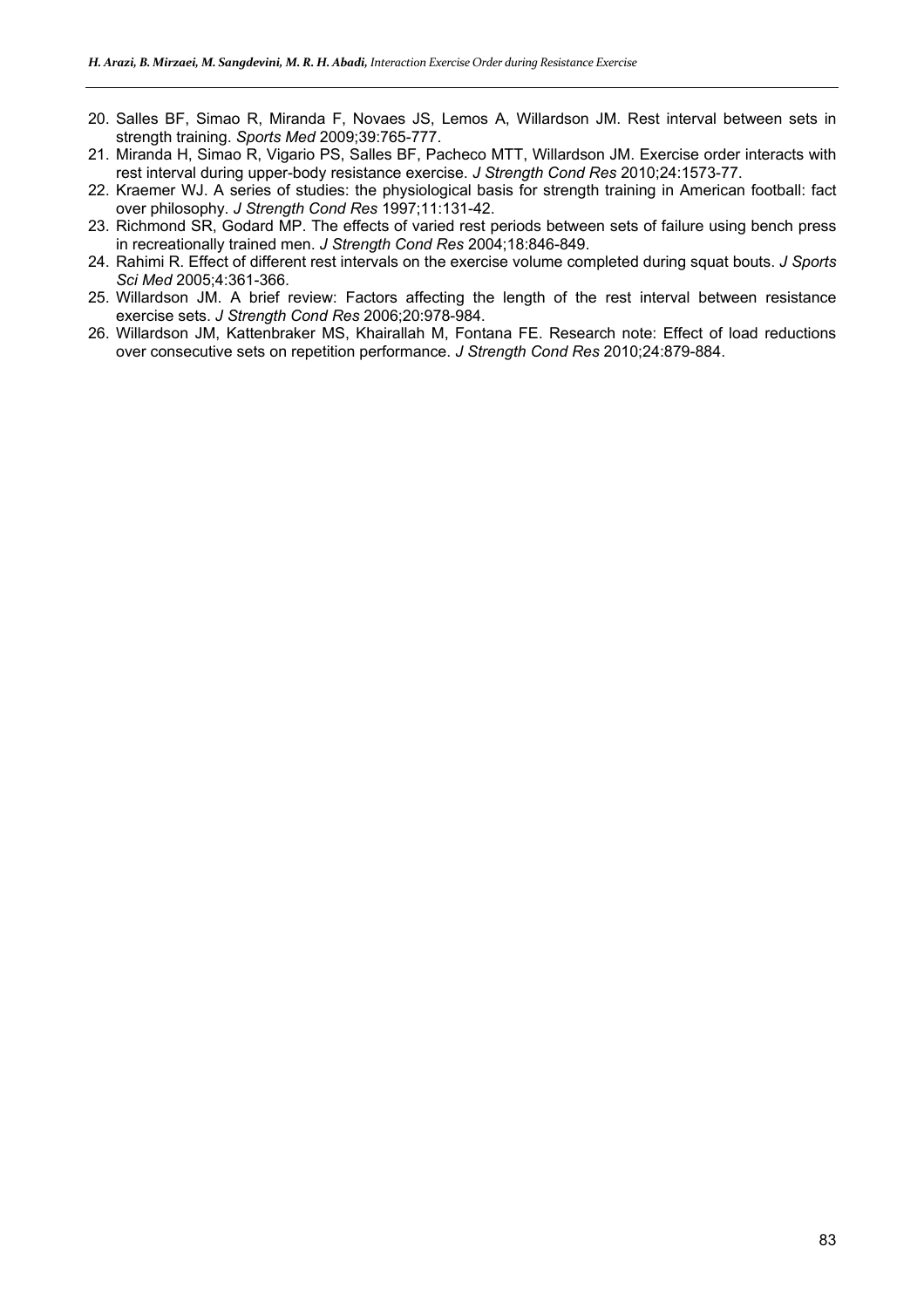20. Salles BF, Simao R, Miranda F, Novaes JS, Lemos A, Willardson JM. Rest interval between sets in strength training. *Sports Med* 2009;39:765-777.
21. Miranda H, Simao R, Vigario PS, Salles BF, Pacheco MTT, Willardson JM. Exercise order interacts with rest interval during upper-body resistance exercise. *J Strength Cond Res* 2010;24:1573-77.
22. Kraemer WJ. A series of studies: the physiological basis for strength training in American football: fact over philosophy. *J Strength Cond Res* 1997;11:131-42.
23. Richmond SR, Godard MP. The effects of varied rest periods between sets of failure using bench press in recreationally trained men. *J Strength Cond Res* 2004;18:846-849.
24. Rahimi R. Effect of different rest intervals on the exercise volume completed during squat bouts. *J Sports Sci Med* 2005;4:361-366.
25. Willardson JM. A brief review: Factors affecting the length of the rest interval between resistance exercise sets. *J Strength Cond Res* 2006;20:978-984.
26. Willardson JM, Kattenbraker MS, Khairallah M, Fontana FE. Research note: Effect of load reductions over consecutive sets on repetition performance. *J Strength Cond Res* 2010;24:879-884.